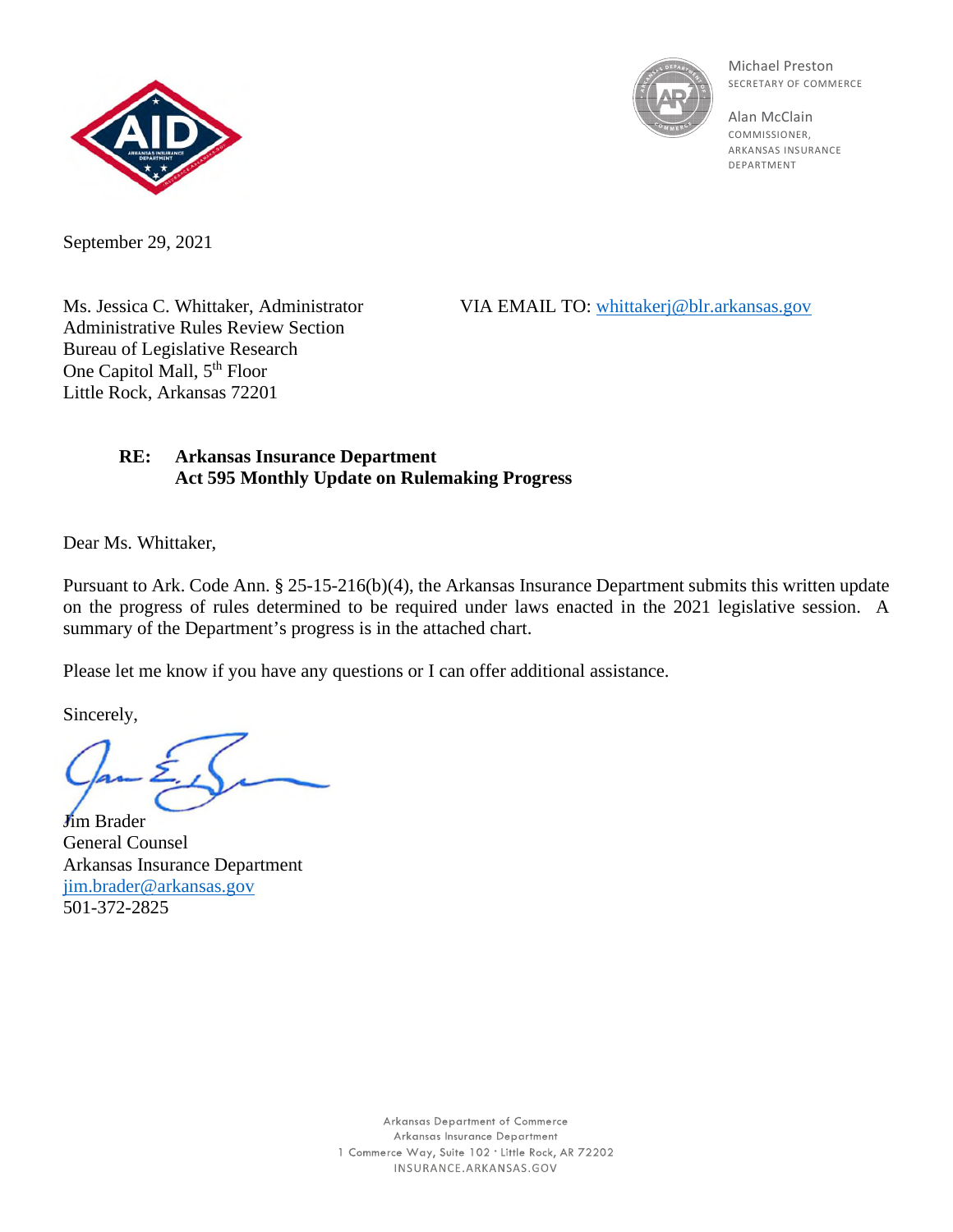Michael Preston
SECRETARY OF COMMERCE

Alan McClain
COMMISSIONER,
ARKANSAS INSURANCE DEPARTMENT

September 29, 2021

Ms. Jessica C. Whittaker, Administrator
Administrative Rules Review Section
Bureau of Legislative Research
One Capitol Mall, 5th Floor
Little Rock, Arkansas 72201

VIA EMAIL TO: whittakerj@blr.arkansas.gov

**RE: Arkansas Insurance Department**
**Act 595 Monthly Update on Rulemaking Progress**

Dear Ms. Whittaker,

Pursuant to Ark. Code Ann. § 25-15-216(b)(4), the Arkansas Insurance Department submits this written update on the progress of rules determined to be required under laws enacted in the 2021 legislative session. A summary of the Department's progress is in the attached chart.

Please let me know if you have any questions or I can offer additional assistance.

Sincerely,

Jim Brader
General Counsel
Arkansas Insurance Department
jim.brader@arkansas.gov
501-372-2825

Arkansas Department of Commerce
Arkansas Insurance Department
1 Commerce Way, Suite 102 · Little Rock, AR 72202
INSURANCE.ARKANSAS.GOV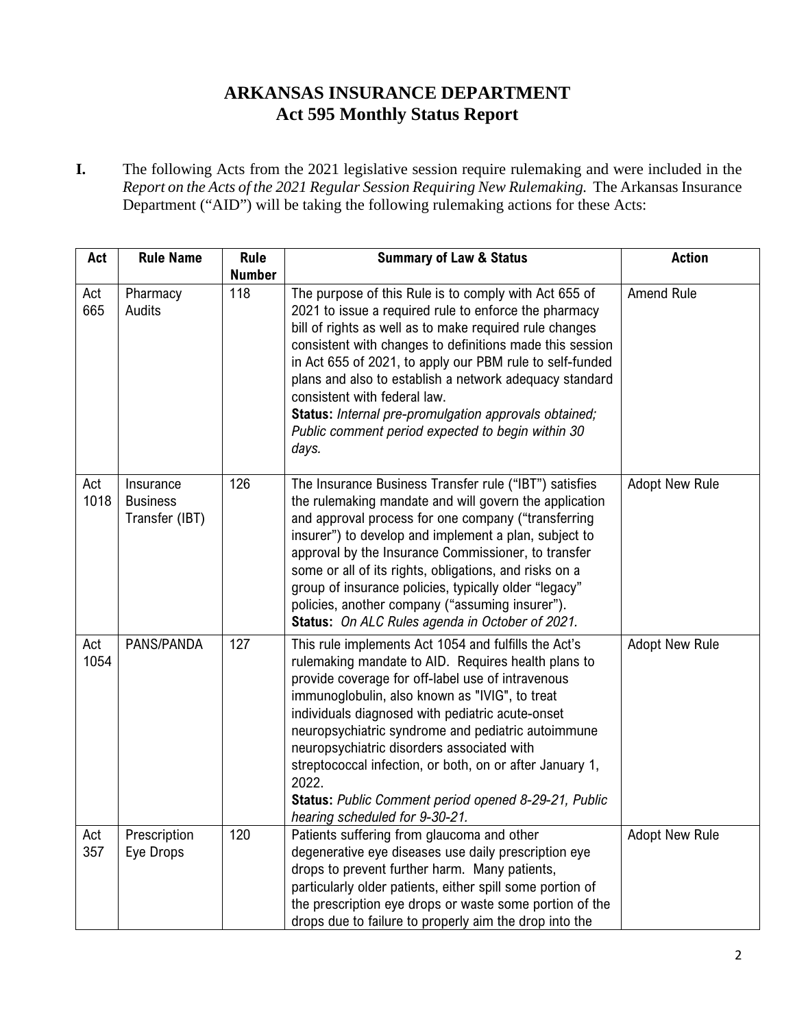# ARKANSAS INSURANCE DEPARTMENT
## Act 595 Monthly Status Report

**I.** The following Acts from the 2021 legislative session require rulemaking and were included in the *Report on the Acts of the 2021 Regular Session Requiring New Rulemaking.* The Arkansas Insurance Department ("AID") will be taking the following rulemaking actions for these Acts:

| Act | Rule Name | Rule Number | Summary of Law & Status | Action |
|---|---|---|---|---|
| Act 665 | Pharmacy Audits | 118 | The purpose of this Rule is to comply with Act 655 of 2021 to issue a required rule to enforce the pharmacy bill of rights as well as to make required rule changes consistent with changes to definitions made this session in Act 655 of 2021, to apply our PBM rule to self-funded plans and also to establish a network adequacy standard consistent with federal law.<br>**Status:** *Internal pre-promulgation approvals obtained; Public comment period expected to begin within 30 days.* | Amend Rule |
| Act 1018 | Insurance Business Transfer (IBT) | 126 | The Insurance Business Transfer rule ("IBT") satisfies the rulemaking mandate and will govern the application and approval process for one company ("transferring insurer") to develop and implement a plan, subject to approval by the Insurance Commissioner, to transfer some or all of its rights, obligations, and risks on a group of insurance policies, typically older "legacy" policies, another company ("assuming insurer").<br>**Status:** *On ALC Rules agenda in October of 2021.* | Adopt New Rule |
| Act 1054 | PANS/PANDA | 127 | This rule implements Act 1054 and fulfills the Act's rulemaking mandate to AID. Requires health plans to provide coverage for off-label use of intravenous immunoglobulin, also known as "IVIG", to treat individuals diagnosed with pediatric acute-onset neuropsychiatric syndrome and pediatric autoimmune neuropsychiatric disorders associated with streptococcal infection, or both, on or after January 1, 2022.<br>**Status:** *Public Comment period opened 8-29-21, Public hearing scheduled for 9-30-21.* | Adopt New Rule |
| Act 357 | Prescription Eye Drops | 120 | Patients suffering from glaucoma and other degenerative eye diseases use daily prescription eye drops to prevent further harm. Many patients, particularly older patients, either spill some portion of the prescription eye drops or waste some portion of the drops due to failure to properly aim the drop into the | Adopt New Rule |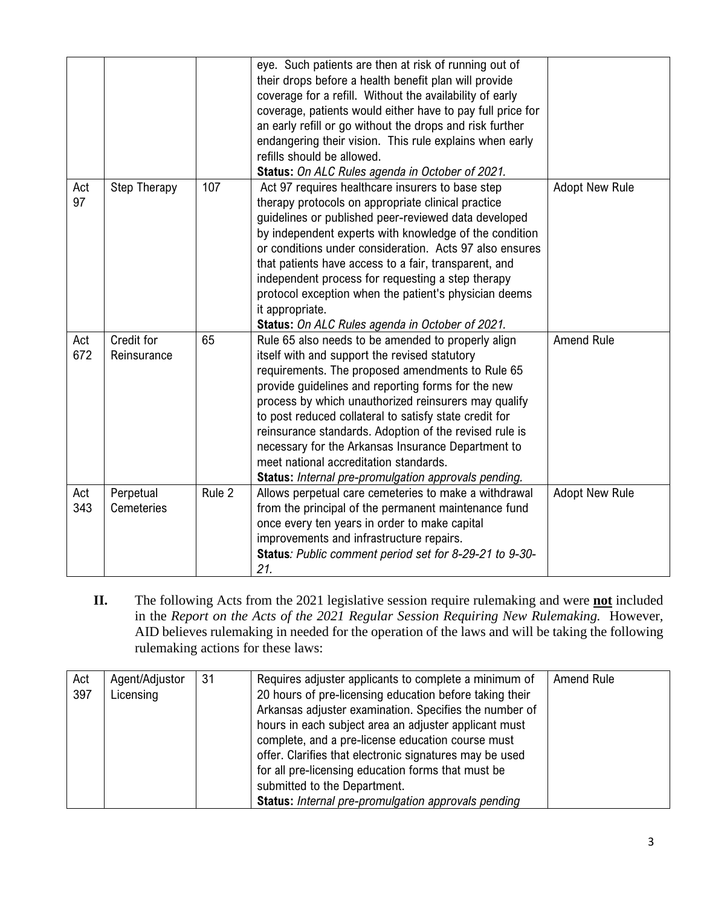| | | | | |
|---|---|---|---|---|
| | | | eye. Such patients are then at risk of running out of their drops before a health benefit plan will provide coverage for a refill. Without the availability of early coverage, patients would either have to pay full price for an early refill or go without the drops and risk further endangering their vision. This rule explains when early refills should be allowed.<br>**Status:** *On ALC Rules agenda in October of 2021.* | |
| Act 97 | Step Therapy | 107 | Act 97 requires healthcare insurers to base step therapy protocols on appropriate clinical practice guidelines or published peer-reviewed data developed by independent experts with knowledge of the condition or conditions under consideration. Acts 97 also ensures that patients have access to a fair, transparent, and independent process for requesting a step therapy protocol exception when the patient's physician deems it appropriate.<br>**Status:** *On ALC Rules agenda in October of 2021.* | Adopt New Rule |
| Act 672 | Credit for Reinsurance | 65 | Rule 65 also needs to be amended to properly align itself with and support the revised statutory requirements. The proposed amendments to Rule 65 provide guidelines and reporting forms for the new process by which unauthorized reinsurers may qualify to post reduced collateral to satisfy state credit for reinsurance standards. Adoption of the revised rule is necessary for the Arkansas Insurance Department to meet national accreditation standards.<br>**Status:** *Internal pre-promulgation approvals pending.* | Amend Rule |
| Act 343 | Perpetual Cemeteries | Rule 2 | Allows perpetual care cemeteries to make a withdrawal from the principal of the permanent maintenance fund once every ten years in order to make capital improvements and infrastructure repairs.<br>**Status***: Public comment period set for 8-29-21 to 9-30-21.* | Adopt New Rule |

**II.** The following Acts from the 2021 legislative session require rulemaking and were **not** included in the *Report on the Acts of the 2021 Regular Session Requiring New Rulemaking.* However, AID believes rulemaking in needed for the operation of the laws and will be taking the following rulemaking actions for these laws:

| | | | | |
|---|---|---|---|---|
| Act 397 | Agent/Adjustor Licensing | 31 | Requires adjuster applicants to complete a minimum of 20 hours of pre-licensing education before taking their Arkansas adjuster examination. Specifies the number of hours in each subject area an adjuster applicant must complete, and a pre-license education course must offer. Clarifies that electronic signatures may be used for all pre-licensing education forms that must be submitted to the Department.<br>**Status:** *Internal pre-promulgation approvals pending* | Amend Rule |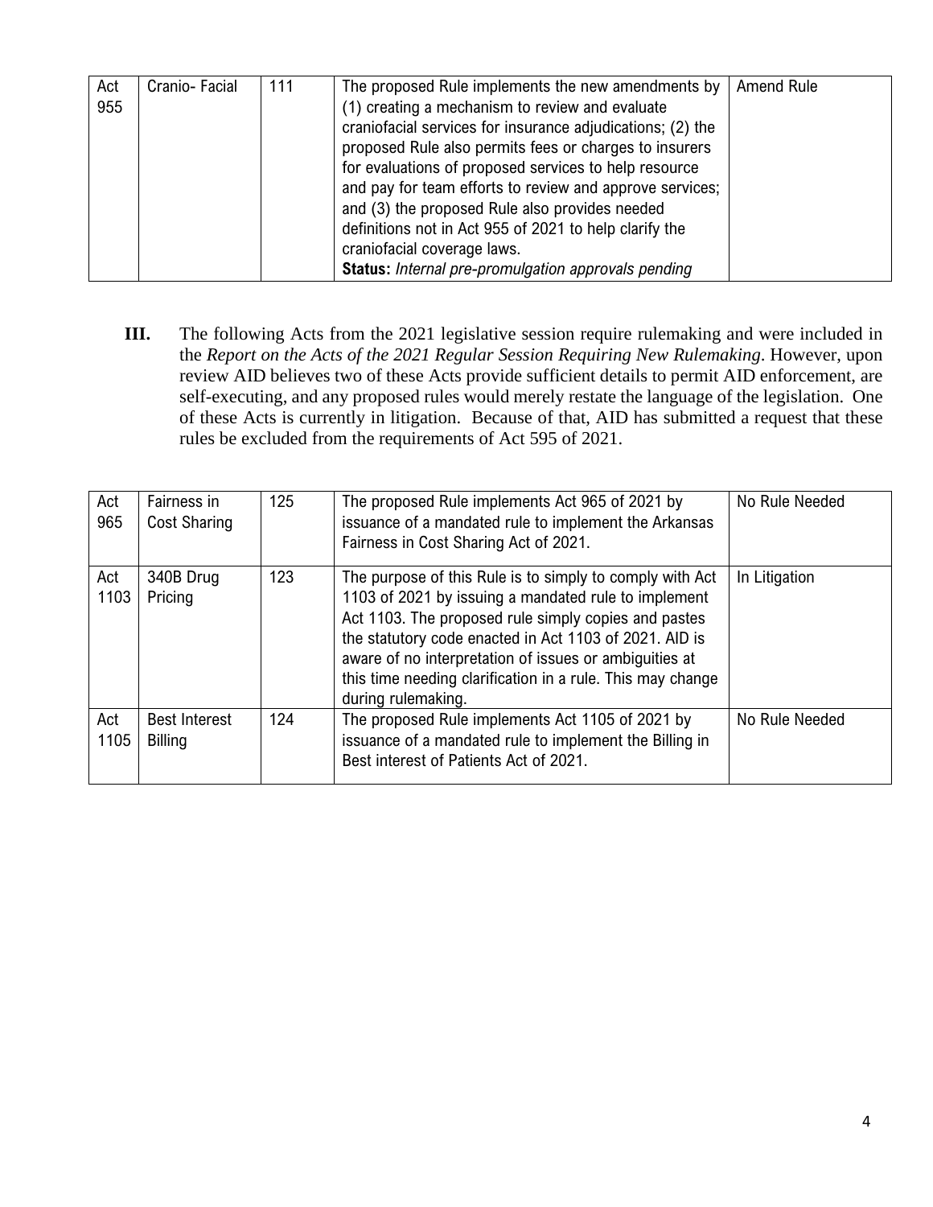| | | | | |
|---|---|---|---|---|
| Act 955 | Cranio- Facial | 111 | The proposed Rule implements the new amendments by (1) creating a mechanism to review and evaluate craniofacial services for insurance adjudications; (2) the proposed Rule also permits fees or charges to insurers for evaluations of proposed services to help resource and pay for team efforts to review and approve services; and (3) the proposed Rule also provides needed definitions not in Act 955 of 2021 to help clarify the craniofacial coverage laws. **Status:** *Internal pre-promulgation approvals pending* | Amend Rule |

**III.** The following Acts from the 2021 legislative session require rulemaking and were included in the *Report on the Acts of the 2021 Regular Session Requiring New Rulemaking*. However, upon review AID believes two of these Acts provide sufficient details to permit AID enforcement, are self-executing, and any proposed rules would merely restate the language of the legislation. One of these Acts is currently in litigation. Because of that, AID has submitted a request that these rules be excluded from the requirements of Act 595 of 2021.

| | | | | |
|---|---|---|---|---|
| Act 965 | Fairness in Cost Sharing | 125 | The proposed Rule implements Act 965 of 2021 by issuance of a mandated rule to implement the Arkansas Fairness in Cost Sharing Act of 2021. | No Rule Needed |
| Act 1103 | 340B Drug Pricing | 123 | The purpose of this Rule is to simply to comply with Act 1103 of 2021 by issuing a mandated rule to implement Act 1103. The proposed rule simply copies and pastes the statutory code enacted in Act 1103 of 2021. AID is aware of no interpretation of issues or ambiguities at this time needing clarification in a rule. This may change during rulemaking. | In Litigation |
| Act 1105 | Best Interest Billing | 124 | The proposed Rule implements Act 1105 of 2021 by issuance of a mandated rule to implement the Billing in Best interest of Patients Act of 2021. | No Rule Needed |